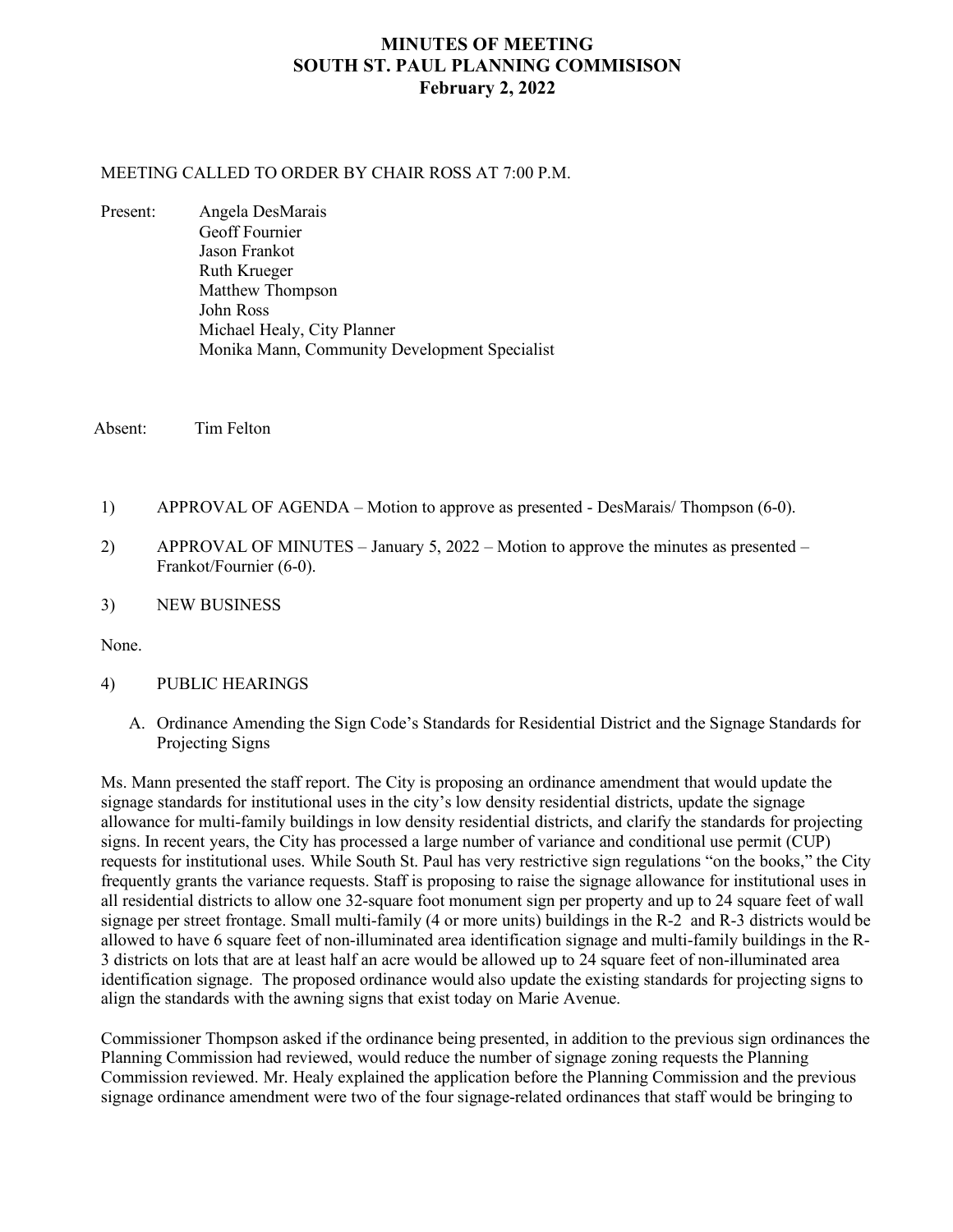# MINUTES OF MEETING
# SOUTH ST. PAUL PLANNING COMMISISON
# February 2, 2022

MEETING CALLED TO ORDER BY CHAIR ROSS AT 7:00 P.M.

Present:
- Angela DesMarais
- Geoff Fournier
- Jason Frankot
- Ruth Krueger
- Matthew Thompson
- John Ross
- Michael Healy, City Planner
- Monika Mann, Community Development Specialist

Absent: Tim Felton

1) APPROVAL OF AGENDA – Motion to approve as presented - DesMarais/ Thompson (6-0).

2) APPROVAL OF MINUTES – January 5, 2022 – Motion to approve the minutes as presented – Frankot/Fournier (6-0).

3) NEW BUSINESS

None.

4) PUBLIC HEARINGS

A. Ordinance Amending the Sign Code's Standards for Residential District and the Signage Standards for Projecting Signs

Ms. Mann presented the staff report. The City is proposing an ordinance amendment that would update the signage standards for institutional uses in the city's low density residential districts, update the signage allowance for multi-family buildings in low density residential districts, and clarify the standards for projecting signs. In recent years, the City has processed a large number of variance and conditional use permit (CUP) requests for institutional uses. While South St. Paul has very restrictive sign regulations "on the books," the City frequently grants the variance requests. Staff is proposing to raise the signage allowance for institutional uses in all residential districts to allow one 32-square foot monument sign per property and up to 24 square feet of wall signage per street frontage. Small multi-family (4 or more units) buildings in the R-2 and R-3 districts would be allowed to have 6 square feet of non-illuminated area identification signage and multi-family buildings in the R-3 districts on lots that are at least half an acre would be allowed up to 24 square feet of non-illuminated area identification signage. The proposed ordinance would also update the existing standards for projecting signs to align the standards with the awning signs that exist today on Marie Avenue.

Commissioner Thompson asked if the ordinance being presented, in addition to the previous sign ordinances the Planning Commission had reviewed, would reduce the number of signage zoning requests the Planning Commission reviewed. Mr. Healy explained the application before the Planning Commission and the previous signage ordinance amendment were two of the four signage-related ordinances that staff would be bringing to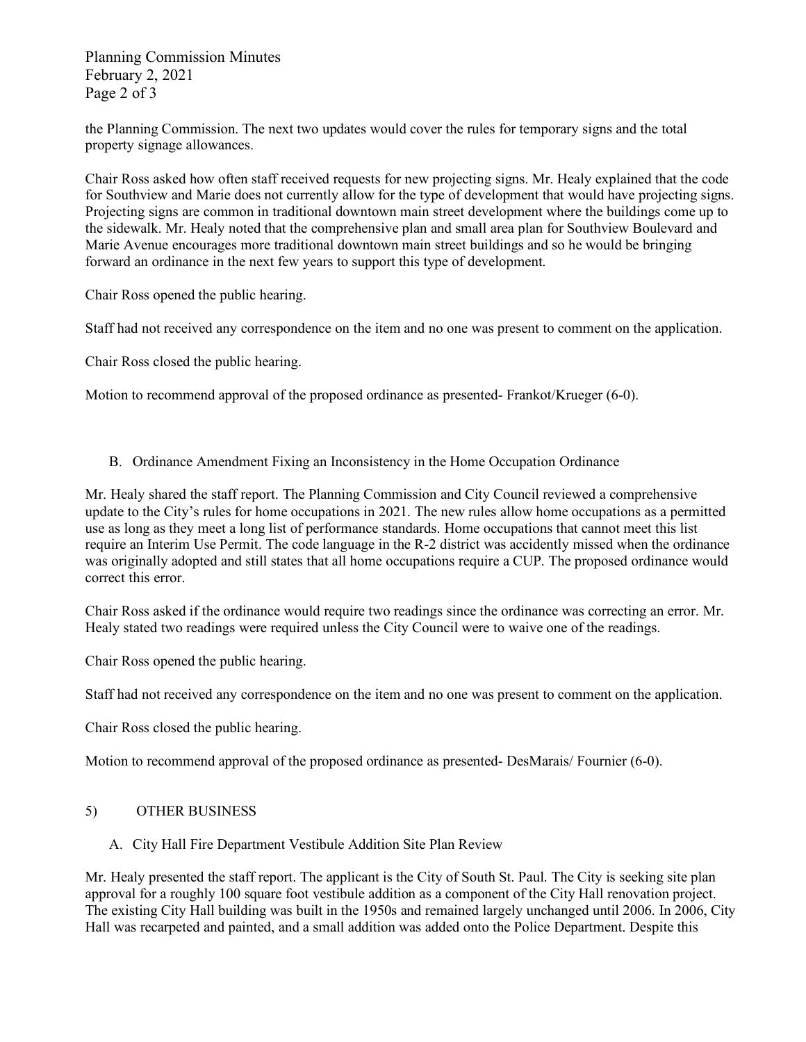the Planning Commission. The next two updates would cover the rules for temporary signs and the total property signage allowances.

Chair Ross asked how often staff received requests for new projecting signs. Mr. Healy explained that the code for Southview and Marie does not currently allow for the type of development that would have projecting signs. Projecting signs are common in traditional downtown main street development where the buildings come up to the sidewalk. Mr. Healy noted that the comprehensive plan and small area plan for Southview Boulevard and Marie Avenue encourages more traditional downtown main street buildings and so he would be bringing forward an ordinance in the next few years to support this type of development.

Chair Ross opened the public hearing.

Staff had not received any correspondence on the item and no one was present to comment on the application.

Chair Ross closed the public hearing.

Motion to recommend approval of the proposed ordinance as presented- Frankot/Krueger (6-0).

B. Ordinance Amendment Fixing an Inconsistency in the Home Occupation Ordinance

Mr. Healy shared the staff report. The Planning Commission and City Council reviewed a comprehensive update to the City's rules for home occupations in 2021. The new rules allow home occupations as a permitted use as long as they meet a long list of performance standards. Home occupations that cannot meet this list require an Interim Use Permit. The code language in the R-2 district was accidently missed when the ordinance was originally adopted and still states that all home occupations require a CUP. The proposed ordinance would correct this error.

Chair Ross asked if the ordinance would require two readings since the ordinance was correcting an error. Mr. Healy stated two readings were required unless the City Council were to waive one of the readings.

Chair Ross opened the public hearing.

Staff had not received any correspondence on the item and no one was present to comment on the application.

Chair Ross closed the public hearing.

Motion to recommend approval of the proposed ordinance as presented- DesMarais/ Fournier (6-0).

5) OTHER BUSINESS

A. City Hall Fire Department Vestibule Addition Site Plan Review

Mr. Healy presented the staff report. The applicant is the City of South St. Paul. The City is seeking site plan approval for a roughly 100 square foot vestibule addition as a component of the City Hall renovation project. The existing City Hall building was built in the 1950s and remained largely unchanged until 2006. In 2006, City Hall was recarpeted and painted, and a small addition was added onto the Police Department. Despite this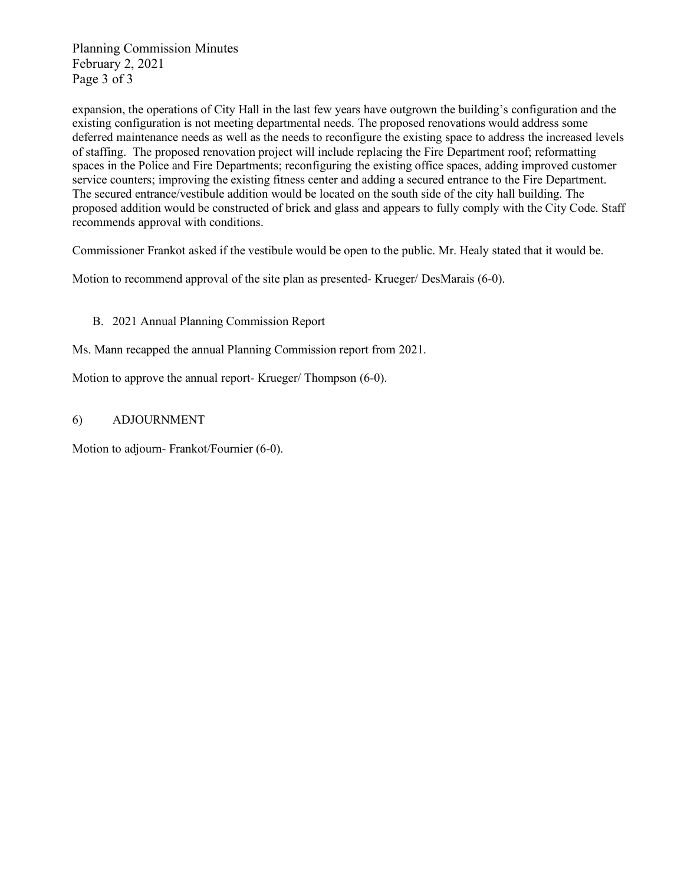expansion, the operations of City Hall in the last few years have outgrown the building's configuration and the existing configuration is not meeting departmental needs. The proposed renovations would address some deferred maintenance needs as well as the needs to reconfigure the existing space to address the increased levels of staffing. The proposed renovation project will include replacing the Fire Department roof; reformatting spaces in the Police and Fire Departments; reconfiguring the existing office spaces, adding improved customer service counters; improving the existing fitness center and adding a secured entrance to the Fire Department. The secured entrance/vestibule addition would be located on the south side of the city hall building. The proposed addition would be constructed of brick and glass and appears to fully comply with the City Code. Staff recommends approval with conditions.

Commissioner Frankot asked if the vestibule would be open to the public. Mr. Healy stated that it would be.

Motion to recommend approval of the site plan as presented- Krueger/ DesMarais (6-0).

B. 2021 Annual Planning Commission Report

Ms. Mann recapped the annual Planning Commission report from 2021.

Motion to approve the annual report- Krueger/ Thompson (6-0).

6) ADJOURNMENT

Motion to adjourn- Frankot/Fournier (6-0).